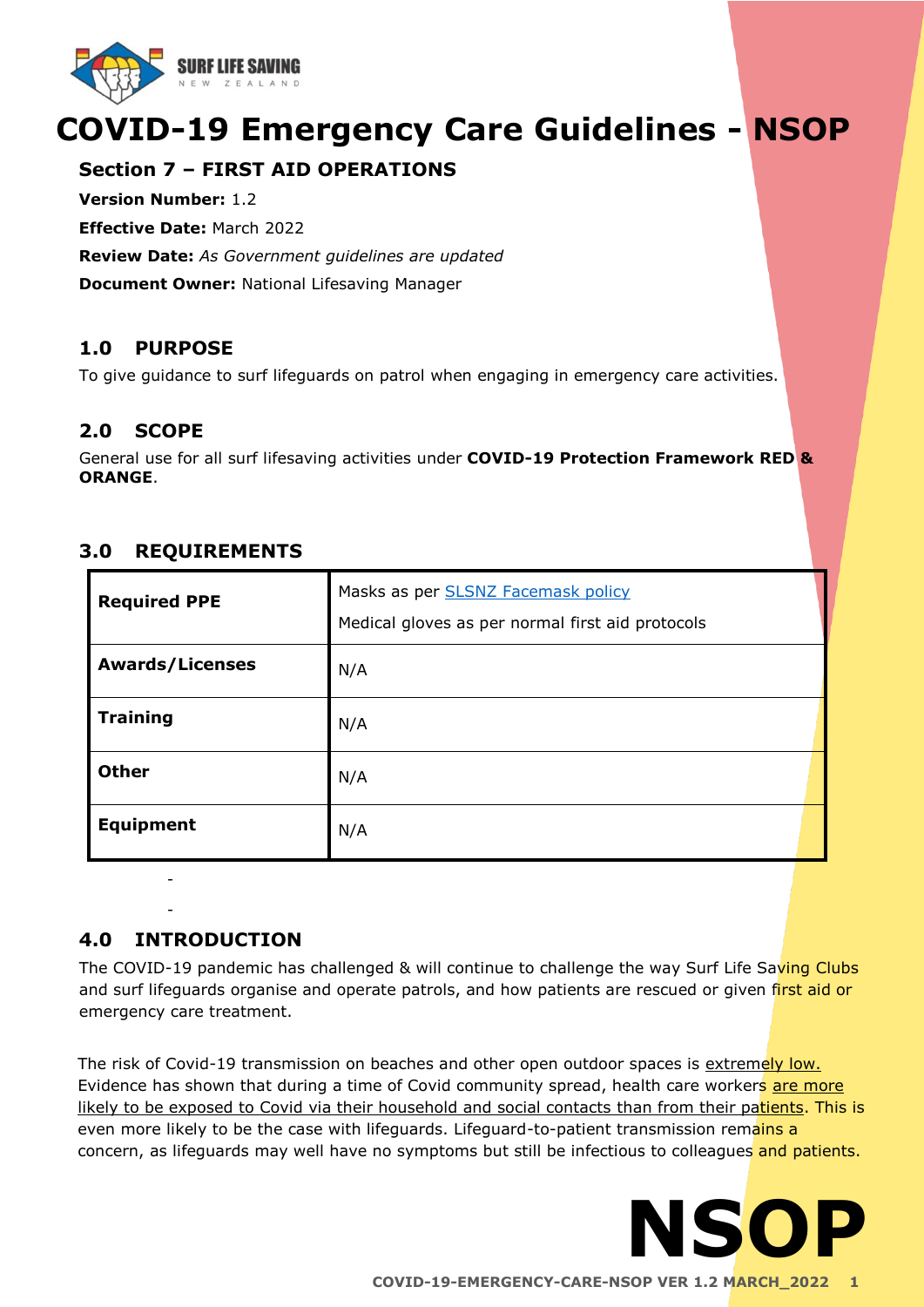# COVID-19 Emergency Care Guidelines - NSOP

## Section 7 – FIRST AID OPERATIONS

**Version Number:** 1.2

**Effective Date:** March 2022

**Review Date:** *As Government guidelines are updated*

**Document Owner:** National Lifesaving Manager

## 1.0 PURPOSE

To give guidance to surf lifeguards on patrol when engaging in emergency care activities.

## 2.0 SCOPE

General use for all surf lifesaving activities under **COVID-19 Protection Framework RED & ORANGE**.

## 3.0 REQUIREMENTS

| | |
|---|---|
| **Required PPE** | Masks as per SLSNZ Facemask policy<br>Medical gloves as per normal first aid protocols |
| **Awards/Licenses** | N/A |
| **Training** | N/A |
| **Other** | N/A |
| **Equipment** | N/A |

-

-

## 4.0 INTRODUCTION

The COVID-19 pandemic has challenged & will continue to challenge the way Surf Life Saving Clubs and surf lifeguards organise and operate patrols, and how patients are rescued or given first aid or emergency care treatment.

The risk of Covid-19 transmission on beaches and other open outdoor spaces is extremely low. Evidence has shown that during a time of Covid community spread, health care workers are more likely to be exposed to Covid via their household and social contacts than from their patients. This is even more likely to be the case with lifeguards. Lifeguard-to-patient transmission remains a concern, as lifeguards may well have no symptoms but still be infectious to colleagues and patients.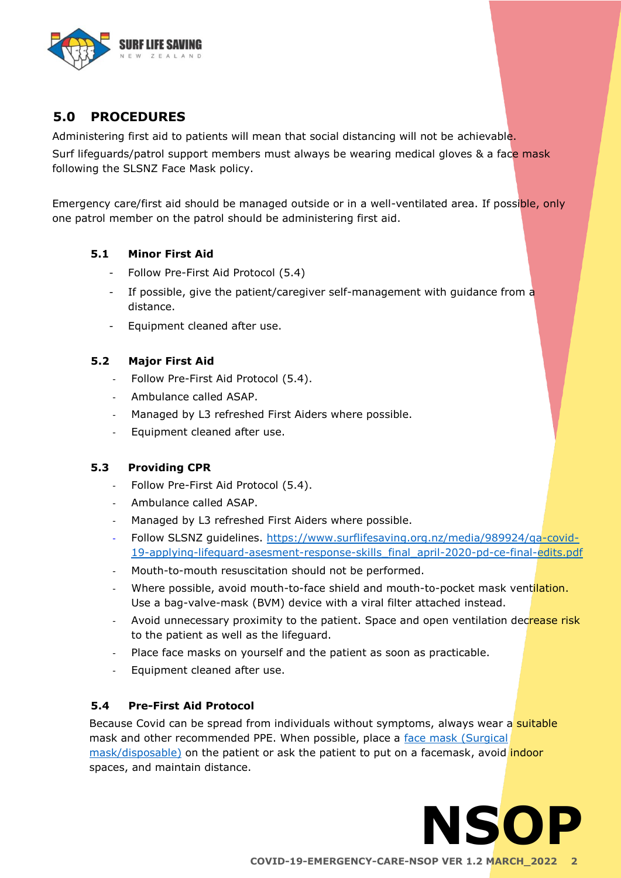## 5.0 PROCEDURES

Administering first aid to patients will mean that social distancing will not be achievable.

Surf lifeguards/patrol support members must always be wearing medical gloves & a face mask following the SLSNZ Face Mask policy.

Emergency care/first aid should be managed outside or in a well-ventilated area. If possible, only one patrol member on the patrol should be administering first aid.

### 5.1 Minor First Aid

- Follow Pre-First Aid Protocol (5.4)
- If possible, give the patient/caregiver self-management with guidance from a distance.
- Equipment cleaned after use.

### 5.2 Major First Aid

- Follow Pre-First Aid Protocol (5.4).
- Ambulance called ASAP.
- Managed by L3 refreshed First Aiders where possible.
- Equipment cleaned after use.

### 5.3 Providing CPR

- Follow Pre-First Aid Protocol (5.4).
- Ambulance called ASAP.
- Managed by L3 refreshed First Aiders where possible.
- Follow SLSNZ guidelines. https://www.surflifesaving.org.nz/media/989924/qa-covid-19-applying-lifeguard-asesment-response-skills_final_april-2020-pd-ce-final-edits.pdf
- Mouth-to-mouth resuscitation should not be performed.
- Where possible, avoid mouth-to-face shield and mouth-to-pocket mask ventilation. Use a bag-valve-mask (BVM) device with a viral filter attached instead.
- Avoid unnecessary proximity to the patient. Space and open ventilation decrease risk to the patient as well as the lifeguard.
- Place face masks on yourself and the patient as soon as practicable.
- Equipment cleaned after use.

### 5.4 Pre-First Aid Protocol

Because Covid can be spread from individuals without symptoms, always wear a suitable mask and other recommended PPE. When possible, place a face mask (Surgical mask/disposable) on the patient or ask the patient to put on a facemask, avoid indoor spaces, and maintain distance.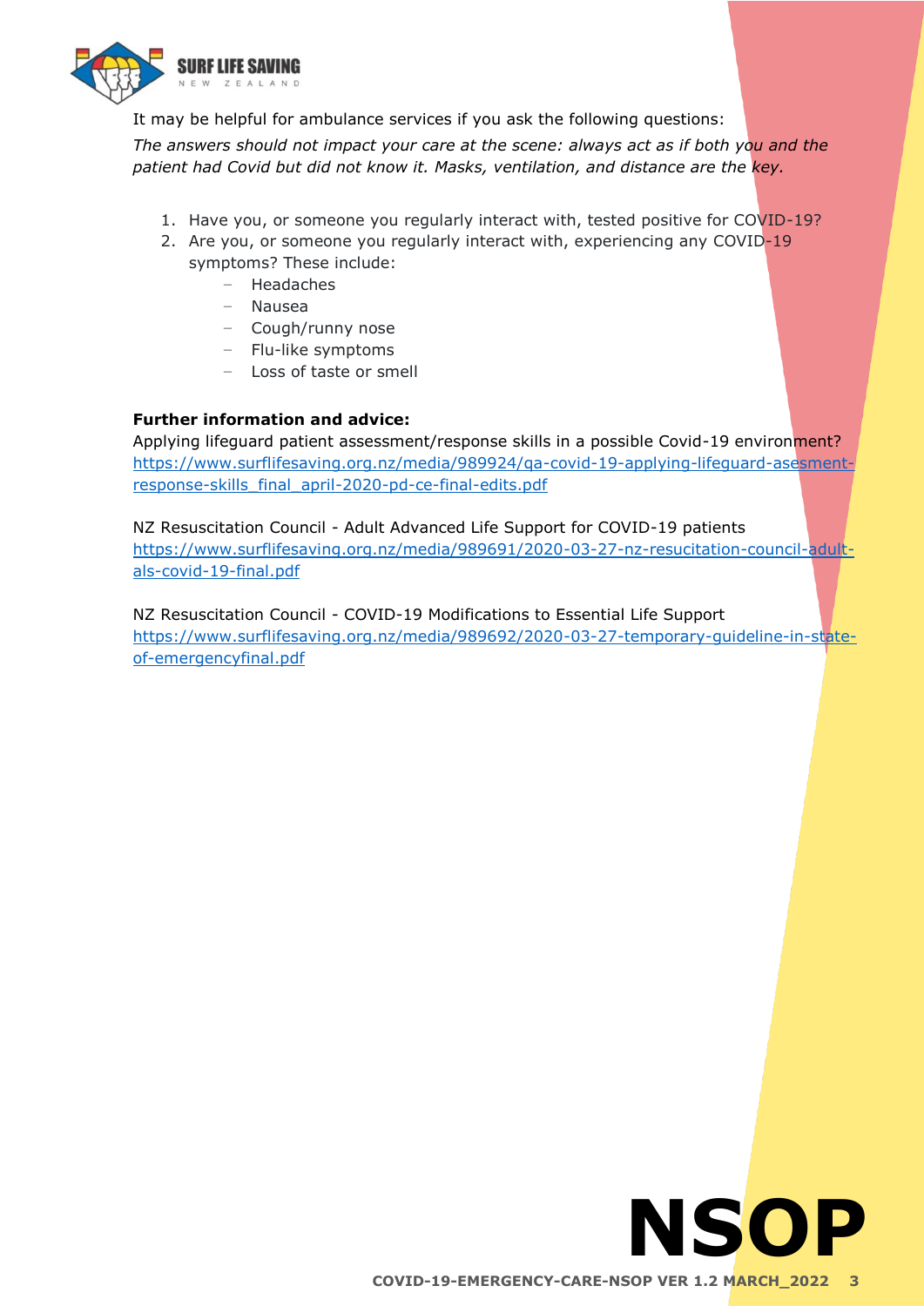It may be helpful for ambulance services if you ask the following questions:

*The answers should not impact your care at the scene: always act as if both you and the patient had Covid but did not know it. Masks, ventilation, and distance are the key.*

1. Have you, or someone you regularly interact with, tested positive for COVID-19?
2. Are you, or someone you regularly interact with, experiencing any COVID-19 symptoms? These include:
   - Headaches
   - Nausea
   - Cough/runny nose
   - Flu-like symptoms
   - Loss of taste or smell

**Further information and advice:**

Applying lifeguard patient assessment/response skills in a possible Covid-19 environment?
https://www.surflifesaving.org.nz/media/989924/qa-covid-19-applying-lifeguard-asesment-response-skills_final_april-2020-pd-ce-final-edits.pdf

NZ Resuscitation Council - Adult Advanced Life Support for COVID-19 patients
https://www.surflifesaving.org.nz/media/989691/2020-03-27-nz-resucitation-council-adult-als-covid-19-final.pdf

NZ Resuscitation Council - COVID-19 Modifications to Essential Life Support
https://www.surflifesaving.org.nz/media/989692/2020-03-27-temporary-guideline-in-state-of-emergencyfinal.pdf